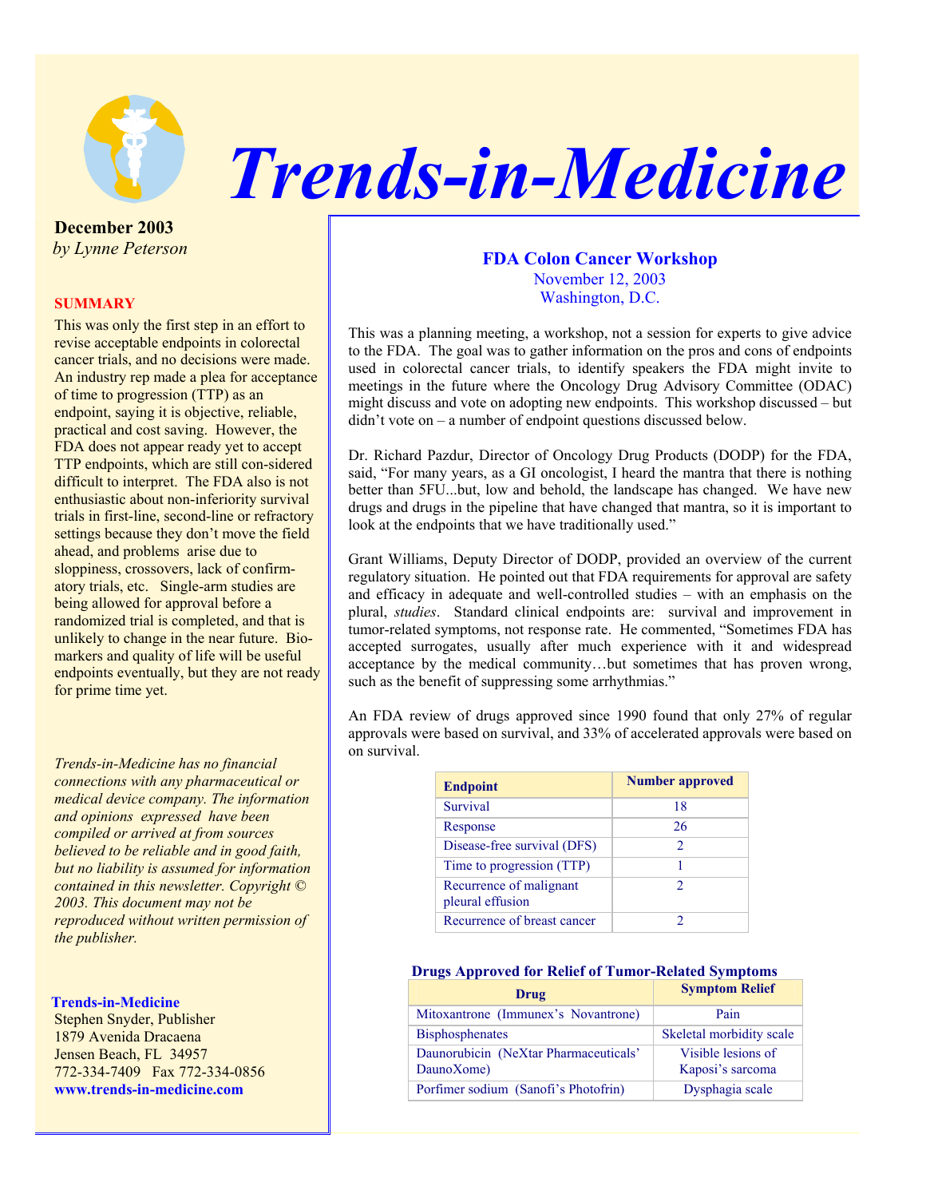# Trends-in-Medicine

**December 2003**
*by Lynne Peterson*

**SUMMARY**

This was only the first step in an effort to revise acceptable endpoints in colorectal cancer trials, and no decisions were made. An industry rep made a plea for acceptance of time to progression (TTP) as an endpoint, saying it is objective, reliable, practical and cost saving. However, the FDA does not appear ready yet to accept TTP endpoints, which are still con-sidered difficult to interpret. The FDA also is not enthusiastic about non-inferiority survival trials in first-line, second-line or refractory settings because they don't move the field ahead, and problems arise due to sloppiness, crossovers, lack of confirm-atory trials, etc. Single-arm studies are being allowed for approval before a randomized trial is completed, and that is unlikely to change in the near future. Bio-markers and quality of life will be useful endpoints eventually, but they are not ready for prime time yet.

*Trends-in-Medicine has no financial connections with any pharmaceutical or medical device company. The information and opinions expressed have been compiled or arrived at from sources believed to be reliable and in good faith, but no liability is assumed for information contained in this newsletter. Copyright © 2003. This document may not be reproduced without written permission of the publisher.*

**Trends-in-Medicine**
Stephen Snyder, Publisher
1879 Avenida Dracaena
Jensen Beach, FL 34957
772-334-7409 Fax 772-334-0856
**www.trends-in-medicine.com**

## FDA Colon Cancer Workshop

November 12, 2003
Washington, D.C.

This was a planning meeting, a workshop, not a session for experts to give advice to the FDA. The goal was to gather information on the pros and cons of endpoints used in colorectal cancer trials, to identify speakers the FDA might invite to meetings in the future where the Oncology Drug Advisory Committee (ODAC) might discuss and vote on adopting new endpoints. This workshop discussed – but didn't vote on – a number of endpoint questions discussed below.

Dr. Richard Pazdur, Director of Oncology Drug Products (DODP) for the FDA, said, "For many years, as a GI oncologist, I heard the mantra that there is nothing better than 5FU...but, low and behold, the landscape has changed. We have new drugs and drugs in the pipeline that have changed that mantra, so it is important to look at the endpoints that we have traditionally used."

Grant Williams, Deputy Director of DODP, provided an overview of the current regulatory situation. He pointed out that FDA requirements for approval are safety and efficacy in adequate and well-controlled studies – with an emphasis on the plural, *studies*. Standard clinical endpoints are: survival and improvement in tumor-related symptoms, not response rate. He commented, "Sometimes FDA has accepted surrogates, usually after much experience with it and widespread acceptance by the medical community…but sometimes that has proven wrong, such as the benefit of suppressing some arrhythmias."

An FDA review of drugs approved since 1990 found that only 27% of regular approvals were based on survival, and 33% of accelerated approvals were based on on survival.

| Endpoint | Number approved |
|---|---|
| Survival | 18 |
| Response | 26 |
| Disease-free survival (DFS) | 2 |
| Time to progression (TTP) | 1 |
| Recurrence of malignant pleural effusion | 2 |
| Recurrence of breast cancer | 2 |

**Drugs Approved for Relief of Tumor-Related Symptoms**

| Drug | Symptom Relief |
|---|---|
| Mitoxantrone (Immunex's Novantrone) | Pain |
| Bisphosphenates | Skeletal morbidity scale |
| Daunorubicin (NeXtar Pharmaceuticals' DaunoXome) | Visible lesions of Kaposi's sarcoma |
| Porfimer sodium (Sanofi's Photofrin) | Dysphagia scale |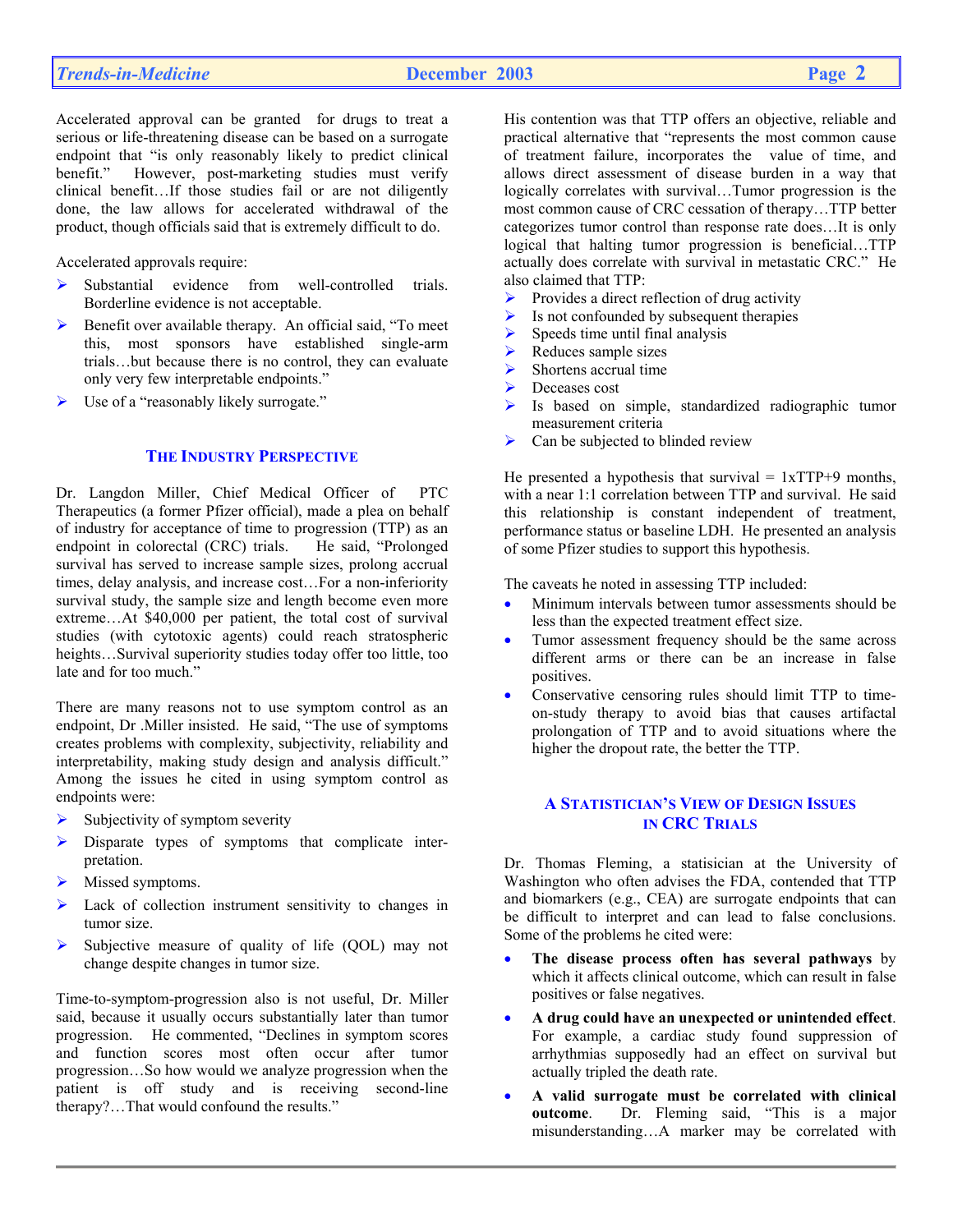Accelerated approval can be granted for drugs to treat a serious or life-threatening disease can be based on a surrogate endpoint that "is only reasonably likely to predict clinical benefit." However, post-marketing studies must verify clinical benefit…If those studies fail or are not diligently done, the law allows for accelerated withdrawal of the product, though officials said that is extremely difficult to do.

Accelerated approvals require:

- Substantial evidence from well-controlled trials. Borderline evidence is not acceptable.
- Benefit over available therapy. An official said, "To meet this, most sponsors have established single-arm trials…but because there is no control, they can evaluate only very few interpretable endpoints."
- Use of a "reasonably likely surrogate."

## THE INDUSTRY PERSPECTIVE

Dr. Langdon Miller, Chief Medical Officer of PTC Therapeutics (a former Pfizer official), made a plea on behalf of industry for acceptance of time to progression (TTP) as an endpoint in colorectal (CRC) trials. He said, "Prolonged survival has served to increase sample sizes, prolong accrual times, delay analysis, and increase cost…For a non-inferiority survival study, the sample size and length become even more extreme…At $40,000 per patient, the total cost of survival studies (with cytotoxic agents) could reach stratospheric heights…Survival superiority studies today offer too little, too late and for too much."

There are many reasons not to use symptom control as an endpoint, Dr .Miller insisted. He said, "The use of symptoms creates problems with complexity, subjectivity, reliability and interpretability, making study design and analysis difficult." Among the issues he cited in using symptom control as endpoints were:

- Subjectivity of symptom severity
- Disparate types of symptoms that complicate interpretation.
- Missed symptoms.
- Lack of collection instrument sensitivity to changes in tumor size.
- Subjective measure of quality of life (QOL) may not change despite changes in tumor size.

Time-to-symptom-progression also is not useful, Dr. Miller said, because it usually occurs substantially later than tumor progression. He commented, "Declines in symptom scores and function scores most often occur after tumor progression…So how would we analyze progression when the patient is off study and is receiving second-line therapy?…That would confound the results."

His contention was that TTP offers an objective, reliable and practical alternative that "represents the most common cause of treatment failure, incorporates the value of time, and allows direct assessment of disease burden in a way that logically correlates with survival…Tumor progression is the most common cause of CRC cessation of therapy…TTP better categorizes tumor control than response rate does…It is only logical that halting tumor progression is beneficial…TTP actually does correlate with survival in metastatic CRC." He also claimed that TTP:

- Provides a direct reflection of drug activity
- Is not confounded by subsequent therapies
- Speeds time until final analysis
- Reduces sample sizes
- Shortens accrual time
- Deceases cost
- Is based on simple, standardized radiographic tumor measurement criteria
- Can be subjected to blinded review

He presented a hypothesis that survival = 1xTTP+9 months, with a near 1:1 correlation between TTP and survival. He said this relationship is constant independent of treatment, performance status or baseline LDH. He presented an analysis of some Pfizer studies to support this hypothesis.

The caveats he noted in assessing TTP included:

- Minimum intervals between tumor assessments should be less than the expected treatment effect size.
- Tumor assessment frequency should be the same across different arms or there can be an increase in false positives.
- Conservative censoring rules should limit TTP to time-on-study therapy to avoid bias that causes artifactal prolongation of TTP and to avoid situations where the higher the dropout rate, the better the TTP.

## A STATISTICIAN'S VIEW OF DESIGN ISSUES IN CRC TRIALS

Dr. Thomas Fleming, a statisician at the University of Washington who often advises the FDA, contended that TTP and biomarkers (e.g., CEA) are surrogate endpoints that can be difficult to interpret and can lead to false conclusions. Some of the problems he cited were:

- **The disease process often has several pathways** by which it affects clinical outcome, which can result in false positives or false negatives.
- **A drug could have an unexpected or unintended effect**. For example, a cardiac study found suppression of arrhythmias supposedly had an effect on survival but actually tripled the death rate.
- **A valid surrogate must be correlated with clinical outcome**. Dr. Fleming said, "This is a major misunderstanding…A marker may be correlated with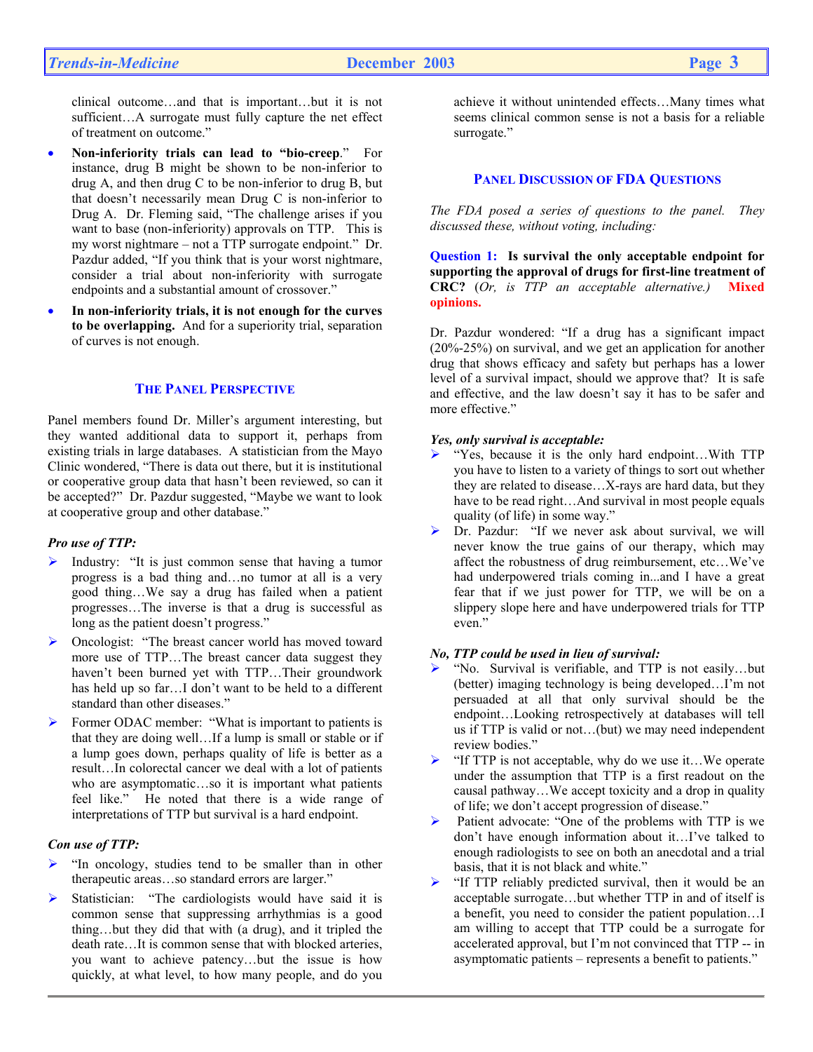clinical outcome…and that is important…but it is not sufficient…A surrogate must fully capture the net effect of treatment on outcome."

- **Non-inferiority trials can lead to "bio-creep."** For instance, drug B might be shown to be non-inferior to drug A, and then drug C to be non-inferior to drug B, but that doesn't necessarily mean Drug C is non-inferior to Drug A. Dr. Fleming said, "The challenge arises if you want to base (non-inferiority) approvals on TTP. This is my worst nightmare – not a TTP surrogate endpoint." Dr. Pazdur added, "If you think that is your worst nightmare, consider a trial about non-inferiority with surrogate endpoints and a substantial amount of crossover."
- **In non-inferiority trials, it is not enough for the curves to be overlapping.** And for a superiority trial, separation of curves is not enough.

## The Panel Perspective

Panel members found Dr. Miller's argument interesting, but they wanted additional data to support it, perhaps from existing trials in large databases. A statistician from the Mayo Clinic wondered, "There is data out there, but it is institutional or cooperative group data that hasn't been reviewed, so can it be accepted?" Dr. Pazdur suggested, "Maybe we want to look at cooperative group and other database."

***Pro use of TTP:***

- Industry: "It is just common sense that having a tumor progress is a bad thing and…no tumor at all is a very good thing…We say a drug has failed when a patient progresses…The inverse is that a drug is successful as long as the patient doesn't progress."
- Oncologist: "The breast cancer world has moved toward more use of TTP…The breast cancer data suggest they haven't been burned yet with TTP…Their groundwork has held up so far…I don't want to be held to a different standard than other diseases."
- Former ODAC member: "What is important to patients is that they are doing well…If a lump is small or stable or if a lump goes down, perhaps quality of life is better as a result…In colorectal cancer we deal with a lot of patients who are asymptomatic…so it is important what patients feel like." He noted that there is a wide range of interpretations of TTP but survival is a hard endpoint.

***Con use of TTP:***

- "In oncology, studies tend to be smaller than in other therapeutic areas…so standard errors are larger."
- Statistician: "The cardiologists would have said it is common sense that suppressing arrhythmias is a good thing…but they did that with (a drug), and it tripled the death rate…It is common sense that with blocked arteries, you want to achieve patency…but the issue is how quickly, at what level, to how many people, and do you achieve it without unintended effects…Many times what seems clinical common sense is not a basis for a reliable surrogate."

## Panel Discussion of FDA Questions

*The FDA posed a series of questions to the panel. They discussed these, without voting, including:*

**Question 1: Is survival the only acceptable endpoint for supporting the approval of drugs for first-line treatment of CRC?** (*Or, is TTP an acceptable alternative.*) **Mixed opinions.**

Dr. Pazdur wondered: "If a drug has a significant impact (20%-25%) on survival, and we get an application for another drug that shows efficacy and safety but perhaps has a lower level of a survival impact, should we approve that? It is safe and effective, and the law doesn't say it has to be safer and more effective."

***Yes, only survival is acceptable:***

- "Yes, because it is the only hard endpoint…With TTP you have to listen to a variety of things to sort out whether they are related to disease…X-rays are hard data, but they have to be read right…And survival in most people equals quality (of life) in some way."
- Dr. Pazdur: "If we never ask about survival, we will never know the true gains of our therapy, which may affect the robustness of drug reimbursement, etc…We've had underpowered trials coming in...and I have a great fear that if we just power for TTP, we will be on a slippery slope here and have underpowered trials for TTP even."

***No, TTP could be used in lieu of survival:***

- "No. Survival is verifiable, and TTP is not easily…but (better) imaging technology is being developed…I'm not persuaded at all that only survival should be the endpoint…Looking retrospectively at databases will tell us if TTP is valid or not…(but) we may need independent review bodies."
- "If TTP is not acceptable, why do we use it…We operate under the assumption that TTP is a first readout on the causal pathway…We accept toxicity and a drop in quality of life; we don't accept progression of disease."
- Patient advocate: "One of the problems with TTP is we don't have enough information about it…I've talked to enough radiologists to see on both an anecdotal and a trial basis, that it is not black and white."
- "If TTP reliably predicted survival, then it would be an acceptable surrogate…but whether TTP in and of itself is a benefit, you need to consider the patient population…I am willing to accept that TTP could be a surrogate for accelerated approval, but I'm not convinced that TTP -- in asymptomatic patients – represents a benefit to patients."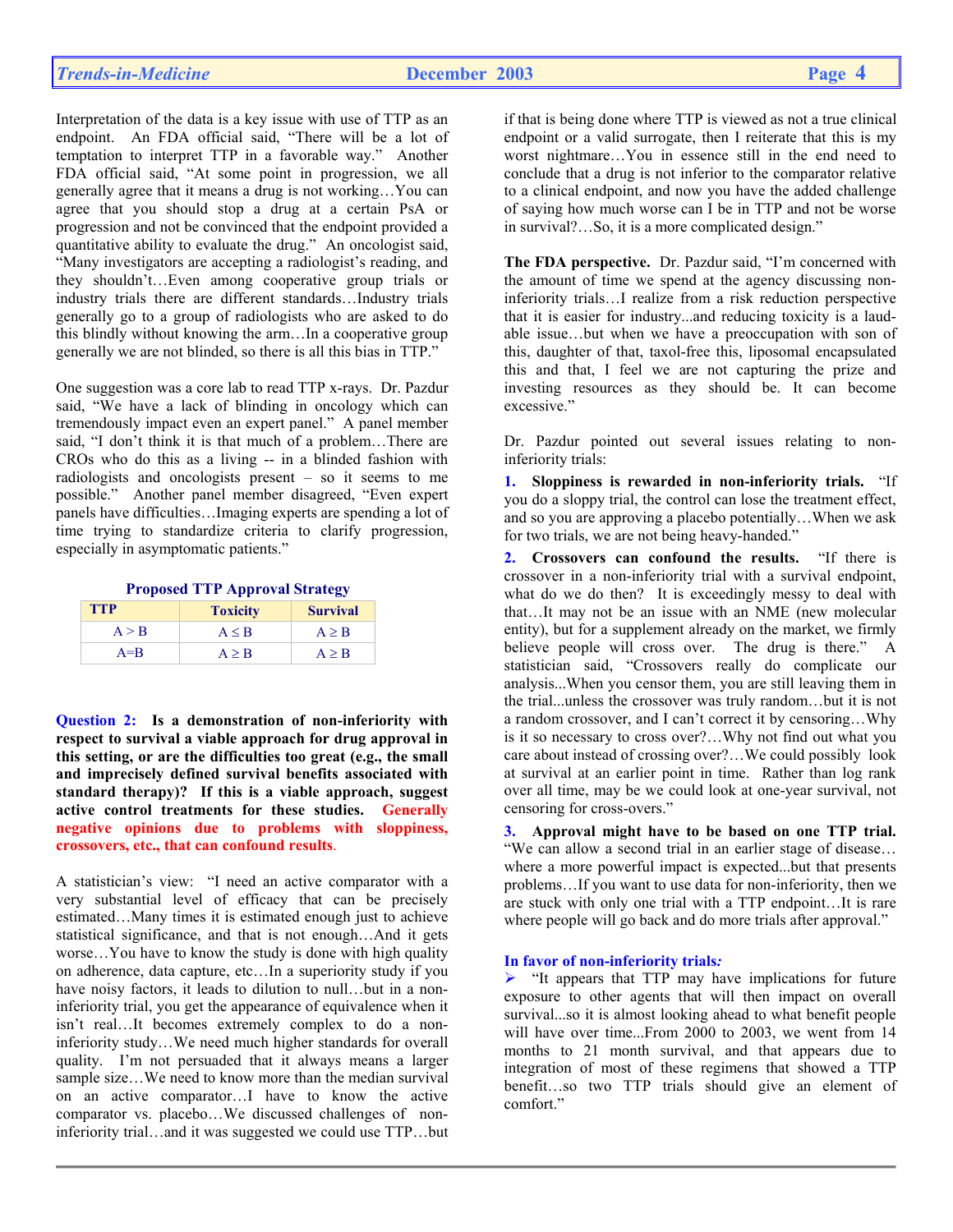Interpretation of the data is a key issue with use of TTP as an endpoint. An FDA official said, "There will be a lot of temptation to interpret TTP in a favorable way." Another FDA official said, "At some point in progression, we all generally agree that it means a drug is not working…You can agree that you should stop a drug at a certain PsA or progression and not be convinced that the endpoint provided a quantitative ability to evaluate the drug." An oncologist said, "Many investigators are accepting a radiologist's reading, and they shouldn't…Even among cooperative group trials or industry trials there are different standards…Industry trials generally go to a group of radiologists who are asked to do this blindly without knowing the arm…In a cooperative group generally we are not blinded, so there is all this bias in TTP."

One suggestion was a core lab to read TTP x-rays. Dr. Pazdur said, "We have a lack of blinding in oncology which can tremendously impact even an expert panel." A panel member said, "I don't think it is that much of a problem…There are CROs who do this as a living -- in a blinded fashion with radiologists and oncologists present – so it seems to me possible." Another panel member disagreed, "Even expert panels have difficulties…Imaging experts are spending a lot of time trying to standardize criteria to clarify progression, especially in asymptomatic patients."

**Proposed TTP Approval Strategy**

| TTP | Toxicity | Survival |
|---|---|---|
| A > B | A ≤ B | A ≥ B |
| A=B | A ≥ B | A ≥ B |

**Question 2: Is a demonstration of non-inferiority with respect to survival a viable approach for drug approval in this setting, or are the difficulties too great (e.g., the small and imprecisely defined survival benefits associated with standard therapy)? If this is a viable approach, suggest active control treatments for these studies.** Generally negative opinions due to problems with sloppiness, crossovers, etc., that can confound results.

A statistician's view: "I need an active comparator with a very substantial level of efficacy that can be precisely estimated…Many times it is estimated enough just to achieve statistical significance, and that is not enough…And it gets worse…You have to know the study is done with high quality on adherence, data capture, etc…In a superiority study if you have noisy factors, it leads to dilution to null…but in a non-inferiority trial, you get the appearance of equivalence when it isn't real…It becomes extremely complex to do a non-inferiority study…We need much higher standards for overall quality. I'm not persuaded that it always means a larger sample size…We need to know more than the median survival on an active comparator…I have to know the active comparator vs. placebo…We discussed challenges of non-inferiority trial…and it was suggested we could use TTP…but if that is being done where TTP is viewed as not a true clinical endpoint or a valid surrogate, then I reiterate that this is my worst nightmare…You in essence still in the end need to conclude that a drug is not inferior to the comparator relative to a clinical endpoint, and now you have the added challenge of saying how much worse can I be in TTP and not be worse in survival?…So, it is a more complicated design."

**The FDA perspective.** Dr. Pazdur said, "I'm concerned with the amount of time we spend at the agency discussing non-inferiority trials…I realize from a risk reduction perspective that it is easier for industry...and reducing toxicity is a laudable issue…but when we have a preoccupation with son of this, daughter of that, taxol-free this, liposomal encapsulated this and that, I feel we are not capturing the prize and investing resources as they should be. It can become excessive."

Dr. Pazdur pointed out several issues relating to non-inferiority trials:

1. **Sloppiness is rewarded in non-inferiority trials.** "If you do a sloppy trial, the control can lose the treatment effect, and so you are approving a placebo potentially…When we ask for two trials, we are not being heavy-handed."
2. **Crossovers can confound the results.** "If there is crossover in a non-inferiority trial with a survival endpoint, what do we do then? It is exceedingly messy to deal with that…It may not be an issue with an NME (new molecular entity), but for a supplement already on the market, we firmly believe people will cross over. The drug is there." A statistician said, "Crossovers really do complicate our analysis...When you censor them, you are still leaving them in the trial...unless the crossover was truly random…but it is not a random crossover, and I can't correct it by censoring…Why is it so necessary to cross over?…Why not find out what you care about instead of crossing over?…We could possibly look at survival at an earlier point in time. Rather than log rank over all time, may be we could look at one-year survival, not censoring for cross-overs."
3. **Approval might have to be based on one TTP trial.** "We can allow a second trial in an earlier stage of disease…where a more powerful impact is expected...but that presents problems…If you want to use data for non-inferiority, then we are stuck with only one trial with a TTP endpoint…It is rare where people will go back and do more trials after approval."

**In favor of non-inferiority trials:**

- "It appears that TTP may have implications for future exposure to other agents that will then impact on overall survival...so it is almost looking ahead to what benefit people will have over time...From 2000 to 2003, we went from 14 months to 21 month survival, and that appears due to integration of most of these regimens that showed a TTP benefit…so two TTP trials should give an element of comfort."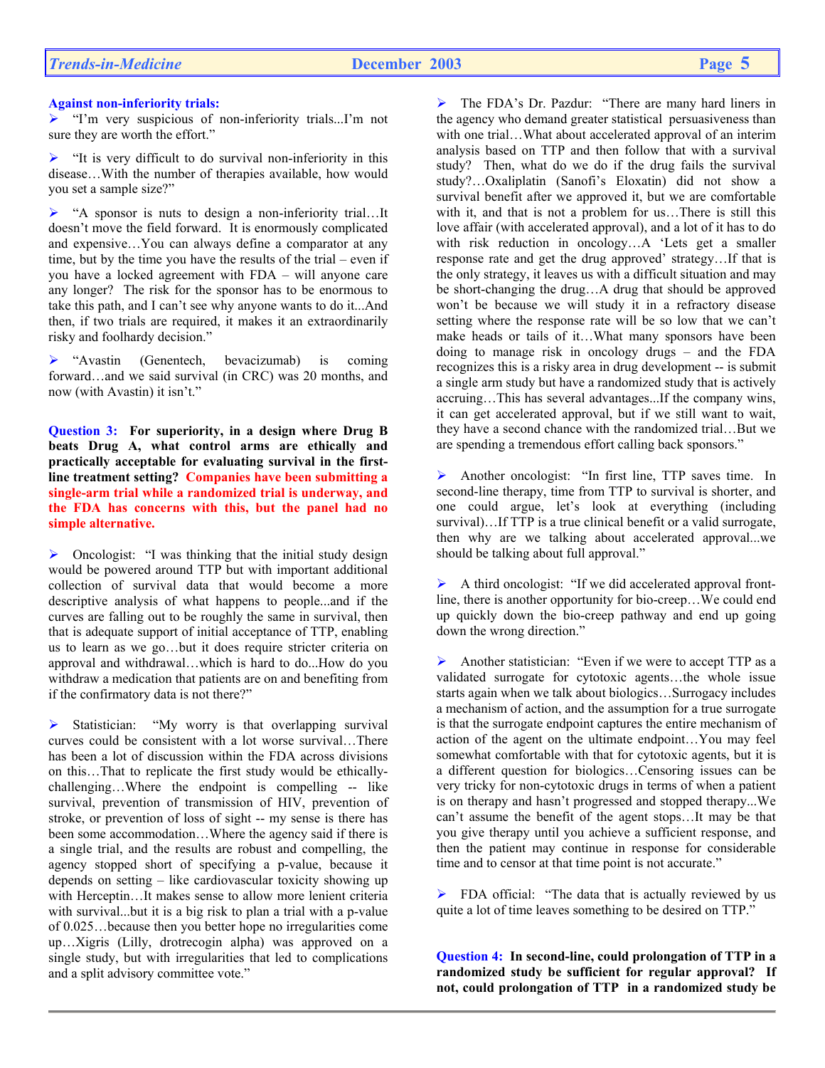**Against non-inferiority trials:**

- "I'm very suspicious of non-inferiority trials...I'm not sure they are worth the effort."

- "It is very difficult to do survival non-inferiority in this disease…With the number of therapies available, how would you set a sample size?"

- "A sponsor is nuts to design a non-inferiority trial…It doesn't move the field forward. It is enormously complicated and expensive…You can always define a comparator at any time, but by the time you have the results of the trial – even if you have a locked agreement with FDA – will anyone care any longer? The risk for the sponsor has to be enormous to take this path, and I can't see why anyone wants to do it...And then, if two trials are required, it makes it an extraordinarily risky and foolhardy decision."

- "Avastin (Genentech, bevacizumab) is coming forward…and we said survival (in CRC) was 20 months, and now (with Avastin) it isn't."

**Question 3: For superiority, in a design where Drug B beats Drug A, what control arms are ethically and practically acceptable for evaluating survival in the first-line treatment setting? Companies have been submitting a single-arm trial while a randomized trial is underway, and the FDA has concerns with this, but the panel had no simple alternative.**

- Oncologist: "I was thinking that the initial study design would be powered around TTP but with important additional collection of survival data that would become a more descriptive analysis of what happens to people...and if the curves are falling out to be roughly the same in survival, then that is adequate support of initial acceptance of TTP, enabling us to learn as we go…but it does require stricter criteria on approval and withdrawal…which is hard to do...How do you withdraw a medication that patients are on and benefiting from if the confirmatory data is not there?"

- Statistician: "My worry is that overlapping survival curves could be consistent with a lot worse survival…There has been a lot of discussion within the FDA across divisions on this…That to replicate the first study would be ethically-challenging…Where the endpoint is compelling -- like survival, prevention of transmission of HIV, prevention of stroke, or prevention of loss of sight -- my sense is there has been some accommodation…Where the agency said if there is a single trial, and the results are robust and compelling, the agency stopped short of specifying a p-value, because it depends on setting – like cardiovascular toxicity showing up with Herceptin…It makes sense to allow more lenient criteria with survival...but it is a big risk to plan a trial with a p-value of 0.025…because then you better hope no irregularities come up…Xigris (Lilly, drotrecogin alpha) was approved on a single study, but with irregularities that led to complications and a split advisory committee vote."

- The FDA's Dr. Pazdur: "There are many hard liners in the agency who demand greater statistical persuasiveness than with one trial…What about accelerated approval of an interim analysis based on TTP and then follow that with a survival study? Then, what do we do if the drug fails the survival study?…Oxaliplatin (Sanofi's Eloxatin) did not show a survival benefit after we approved it, but we are comfortable with it, and that is not a problem for us…There is still this love affair (with accelerated approval), and a lot of it has to do with risk reduction in oncology…A 'Lets get a smaller response rate and get the drug approved' strategy…If that is the only strategy, it leaves us with a difficult situation and may be short-changing the drug…A drug that should be approved won't be because we will study it in a refactory disease setting where the response rate will be so low that we can't make heads or tails of it…What many sponsors have been doing to manage risk in oncology drugs – and the FDA recognizes this is a risky area in drug development -- is submit a single arm study but have a randomized study that is actively accruing…This has several advantages...If the company wins, it can get accelerated approval, but if we still want to wait, they have a second chance with the randomized trial…But we are spending a tremendous effort calling back sponsors."

- Another oncologist: "In first line, TTP saves time. In second-line therapy, time from TTP to survival is shorter, and one could argue, let's look at everything (including survival)…If TTP is a true clinical benefit or a valid surrogate, then why are we talking about accelerated approval...we should be talking about full approval."

- A third oncologist: "If we did accelerated approval front-line, there is another opportunity for bio-creep…We could end up quickly down the bio-creep pathway and end up going down the wrong direction."

- Another statistician: "Even if we were to accept TTP as a validated surrogate for cytotoxic agents…the whole issue starts again when we talk about biologics…Surrogacy includes a mechanism of action, and the assumption for a true surrogate is that the surrogate endpoint captures the entire mechanism of action of the agent on the ultimate endpoint…You may feel somewhat comfortable with that for cytotoxic agents, but it is a different question for biologics…Censoring issues can be very tricky for non-cytotoxic drugs in terms of when a patient is on therapy and hasn't progressed and stopped therapy...We can't assume the benefit of the agent stops…It may be that you give therapy until you achieve a sufficient response, and then the patient may continue in response for considerable time and to censor at that time point is not accurate."

- FDA official: "The data that is actually reviewed by us quite a lot of time leaves something to be desired on TTP."

**Question 4: In second-line, could prolongation of TTP in a randomized study be sufficient for regular approval? If not, could prolongation of TTP in a randomized study be**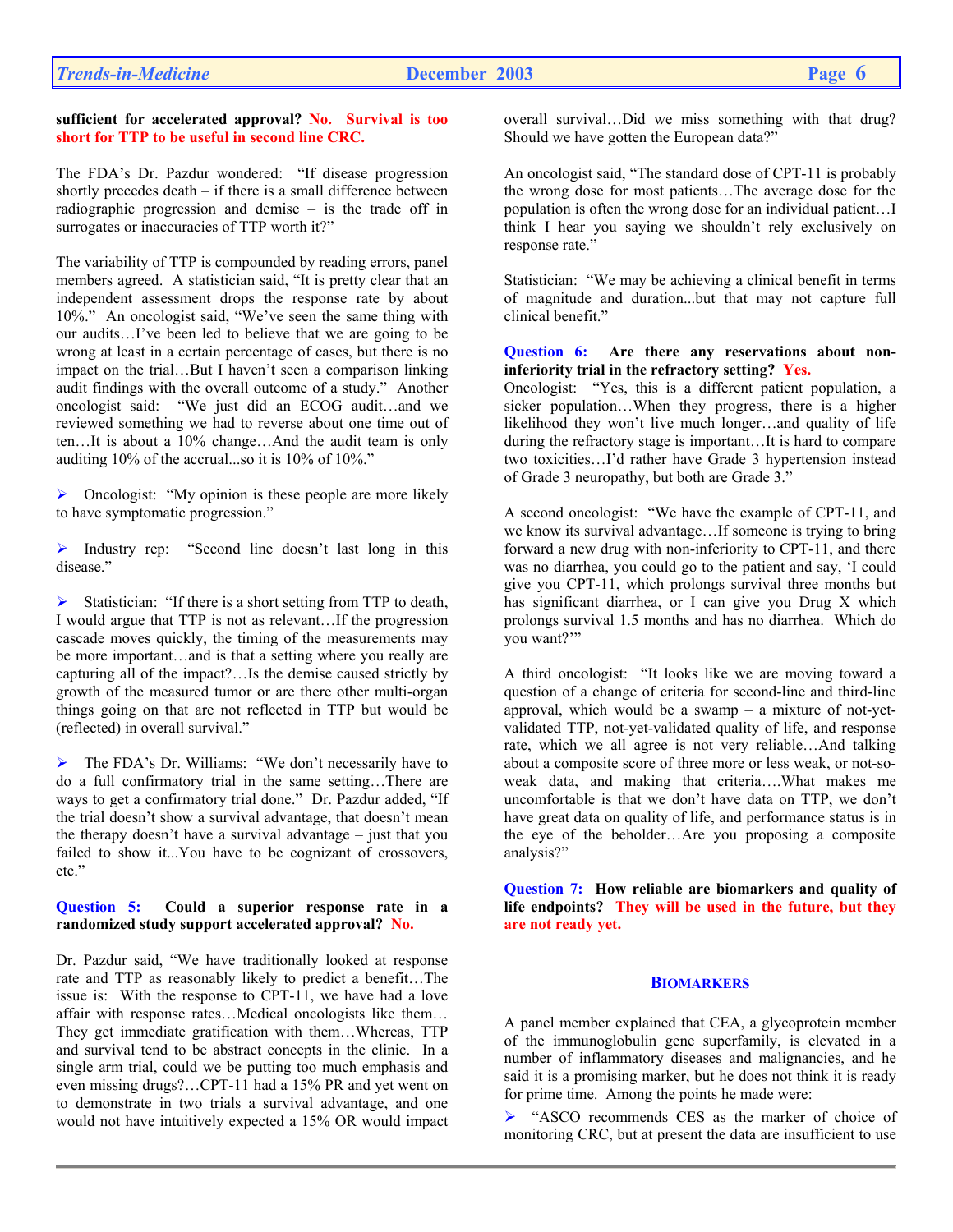**sufficient for accelerated approval? No. Survival is too short for TTP to be useful in second line CRC.**

The FDA's Dr. Pazdur wondered: "If disease progression shortly precedes death – if there is a small difference between radiographic progression and demise – is the trade off in surrogates or inaccuracies of TTP worth it?"

The variability of TTP is compounded by reading errors, panel members agreed. A statistician said, "It is pretty clear that an independent assessment drops the response rate by about 10%." An oncologist said, "We've seen the same thing with our audits…I've been led to believe that we are going to be wrong at least in a certain percentage of cases, but there is no impact on the trial…But I haven't seen a comparison linking audit findings with the overall outcome of a study." Another oncologist said: "We just did an ECOG audit…and we reviewed something we had to reverse about one time out of ten…It is about a 10% change…And the audit team is only auditing 10% of the accrual...so it is 10% of 10%."

- Oncologist: "My opinion is these people are more likely to have symptomatic progression."
- Industry rep: "Second line doesn't last long in this disease."
- Statistician: "If there is a short setting from TTP to death, I would argue that TTP is not as relevant…If the progression cascade moves quickly, the timing of the measurements may be more important…and is that a setting where you really are capturing all of the impact?…Is the demise caused strictly by growth of the measured tumor or are there other multi-organ things going on that are not reflected in TTP but would be (reflected) in overall survival."
- The FDA's Dr. Williams: "We don't necessarily have to do a full confirmatory trial in the same setting…There are ways to get a confirmatory trial done." Dr. Pazdur added, "If the trial doesn't show a survival advantage, that doesn't mean the therapy doesn't have a survival advantage – just that you failed to show it...You have to be cognizant of crossovers, etc."

**Question 5: Could a superior response rate in a randomized study support accelerated approval? No.**

Dr. Pazdur said, "We have traditionally looked at response rate and TTP as reasonably likely to predict a benefit…The issue is: With the response to CPT-11, we have had a love affair with response rates…Medical oncologists like them…They get immediate gratification with them…Whereas, TTP and survival tend to be abstract concepts in the clinic. In a single arm trial, could we be putting too much emphasis and even missing drugs?…CPT-11 had a 15% PR and yet went on to demonstrate in two trials a survival advantage, and one would not have intuitively expected a 15% OR would impact overall survival…Did we miss something with that drug? Should we have gotten the European data?"

An oncologist said, "The standard dose of CPT-11 is probably the wrong dose for most patients…The average dose for the population is often the wrong dose for an individual patient…I think I hear you saying we shouldn't rely exclusively on response rate."

Statistician: "We may be achieving a clinical benefit in terms of magnitude and duration...but that may not capture full clinical benefit."

**Question 6: Are there any reservations about non-inferiority trial in the refractory setting? Yes.**

Oncologist: "Yes, this is a different patient population, a sicker population…When they progress, there is a higher likelihood they won't live much longer…and quality of life during the refractory stage is important…It is hard to compare two toxicities…I'd rather have Grade 3 hypertension instead of Grade 3 neuropathy, but both are Grade 3."

A second oncologist: "We have the example of CPT-11, and we know its survival advantage…If someone is trying to bring forward a new drug with non-inferiority to CPT-11, and there was no diarrhea, you could go to the patient and say, 'I could give you CPT-11, which prolongs survival three months but has significant diarrhea, or I can give you Drug X which prolongs survival 1.5 months and has no diarrhea. Which do you want?'"

A third oncologist: "It looks like we are moving toward a question of a change of criteria for second-line and third-line approval, which would be a swamp – a mixture of not-yet-validated TTP, not-yet-validated quality of life, and response rate, which we all agree is not very reliable…And talking about a composite score of three more or less weak, or not-so-weak data, and making that criteria….What makes me uncomfortable is that we don't have data on TTP, we don't have great data on quality of life, and performance status is in the eye of the beholder…Are you proposing a composite analysis?"

**Question 7: How reliable are biomarkers and quality of life endpoints? They will be used in the future, but they are not ready yet.**

## BIOMARKERS

A panel member explained that CEA, a glycoprotein member of the immunoglobulin gene superfamily, is elevated in a number of inflammatory diseases and malignancies, and he said it is a promising marker, but he does not think it is ready for prime time. Among the points he made were:

- "ASCO recommends CES as the marker of choice of monitoring CRC, but at present the data are insufficient to use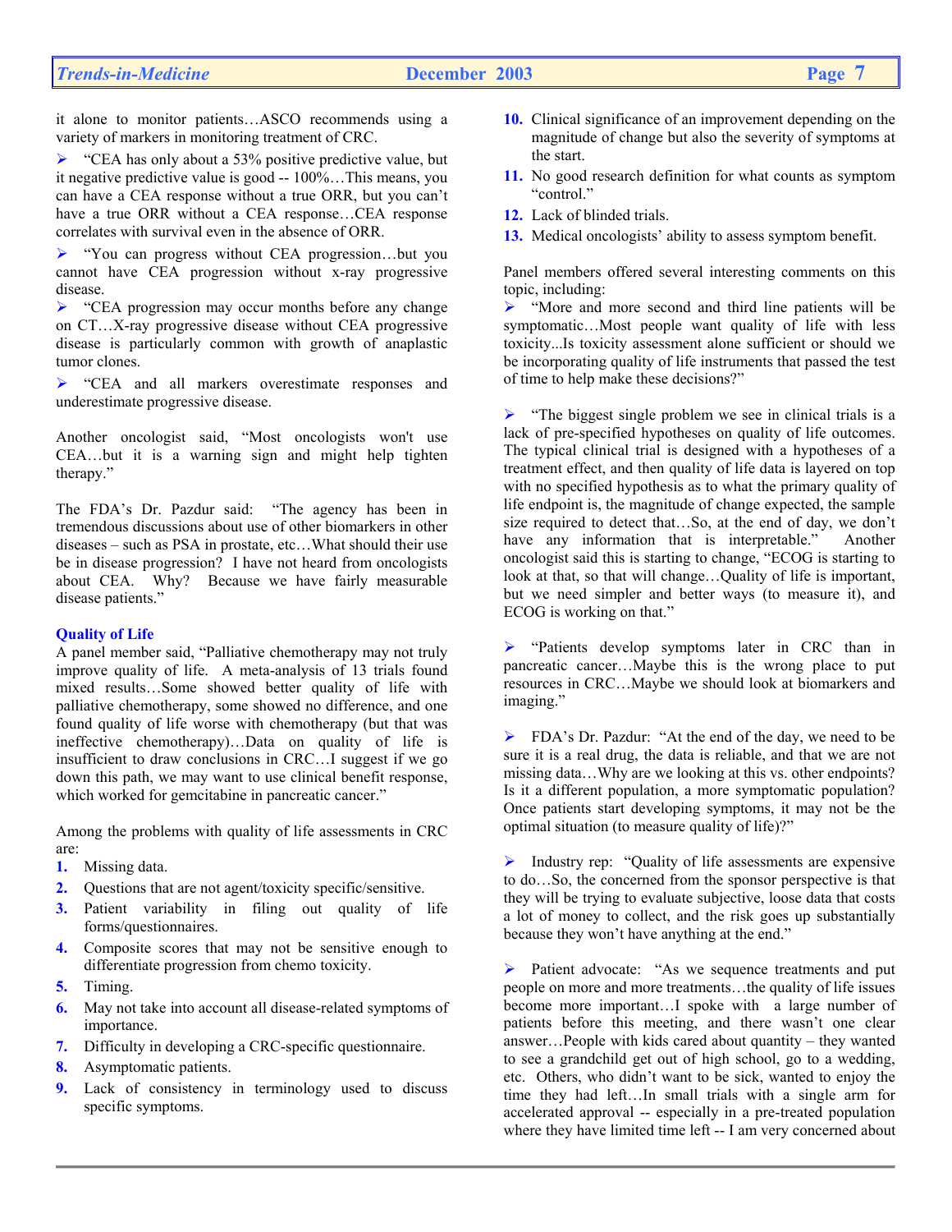it alone to monitor patients…ASCO recommends using a variety of markers in monitoring treatment of CRC.

- "CEA has only about a 53% positive predictive value, but it negative predictive value is good -- 100%…This means, you can have a CEA response without a true ORR, but you can't have a true ORR without a CEA response…CEA response correlates with survival even in the absence of ORR.
- "You can progress without CEA progression…but you cannot have CEA progression without x-ray progressive disease.
- "CEA progression may occur months before any change on CT…X-ray progressive disease without CEA progressive disease is particularly common with growth of anaplastic tumor clones.
- "CEA and all markers overestimate responses and underestimate progressive disease.

Another oncologist said, "Most oncologists won't use CEA…but it is a warning sign and might help tighten therapy."

The FDA's Dr. Pazdur said: "The agency has been in tremendous discussions about use of other biomarkers in other diseases – such as PSA in prostate, etc…What should their use be in disease progression? I have not heard from oncologists about CEA. Why? Because we have fairly measurable disease patients."

### Quality of Life

A panel member said, "Palliative chemotherapy may not truly improve quality of life. A meta-analysis of 13 trials found mixed results…Some showed better quality of life with palliative chemotherapy, some showed no difference, and one found quality of life worse with chemotherapy (but that was ineffective chemotherapy)…Data on quality of life is insufficient to draw conclusions in CRC…I suggest if we go down this path, we may want to use clinical benefit response, which worked for gemcitabine in pancreatic cancer."

Among the problems with quality of life assessments in CRC are:

1. Missing data.
2. Questions that are not agent/toxicity specific/sensitive.
3. Patient variability in filing out quality of life forms/questionnaires.
4. Composite scores that may not be sensitive enough to differentiate progression from chemo toxicity.
5. Timing.
6. May not take into account all disease-related symptoms of importance.
7. Difficulty in developing a CRC-specific questionnaire.
8. Asymptomatic patients.
9. Lack of consistency in terminology used to discuss specific symptoms.
10. Clinical significance of an improvement depending on the magnitude of change but also the severity of symptoms at the start.
11. No good research definition for what counts as symptom "control."
12. Lack of blinded trials.
13. Medical oncologists' ability to assess symptom benefit.

Panel members offered several interesting comments on this topic, including:

- "More and more second and third line patients will be symptomatic…Most people want quality of life with less toxicity...Is toxicity assessment alone sufficient or should we be incorporating quality of life instruments that passed the test of time to help make these decisions?"

- "The biggest single problem we see in clinical trials is a lack of pre-specified hypotheses on quality of life outcomes. The typical clinical trial is designed with a hypotheses of a treatment effect, and then quality of life data is layered on top with no specified hypothesis as to what the primary quality of life endpoint is, the magnitude of change expected, the sample size required to detect that…So, at the end of day, we don't have any information that is interpretable." Another oncologist said this is starting to change, "ECOG is starting to look at that, so that will change…Quality of life is important, but we need simpler and better ways (to measure it), and ECOG is working on that."

- "Patients develop symptoms later in CRC than in pancreatic cancer…Maybe this is the wrong place to put resources in CRC…Maybe we should look at biomarkers and imaging."

- FDA's Dr. Pazdur: "At the end of the day, we need to be sure it is a real drug, the data is reliable, and that we are not missing data…Why are we looking at this vs. other endpoints? Is it a different population, a more symptomatic population? Once patients start developing symptoms, it may not be the optimal situation (to measure quality of life)?"

- Industry rep: "Quality of life assessments are expensive to do…So, the concerned from the sponsor perspective is that they will be trying to evaluate subjective, loose data that costs a lot of money to collect, and the risk goes up substantially because they won't have anything at the end."

- Patient advocate: "As we sequence treatments and put people on more and more treatments…the quality of life issues become more important…I spoke with a large number of patients before this meeting, and there wasn't one clear answer…People with kids cared about quantity – they wanted to see a grandchild get out of high school, go to a wedding, etc. Others, who didn't want to be sick, wanted to enjoy the time they had left…In small trials with a single arm for accelerated approval -- especially in a pre-treated population where they have limited time left -- I am very concerned about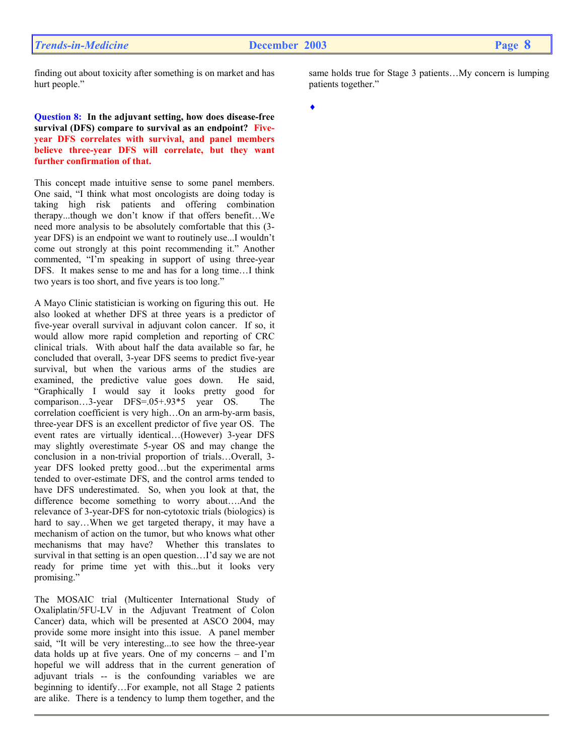finding out about toxicity after something is on market and has hurt people."

**Question 8: In the adjuvant setting, how does disease-free survival (DFS) compare to survival as an endpoint? Five-year DFS correlates with survival, and panel members believe three-year DFS will correlate, but they want further confirmation of that.**

This concept made intuitive sense to some panel members. One said, "I think what most oncologists are doing today is taking high risk patients and offering combination therapy...though we don't know if that offers benefit…We need more analysis to be absolutely comfortable that this (3-year DFS) is an endpoint we want to routinely use...I wouldn't come out strongly at this point recommending it." Another commented, "I'm speaking in support of using three-year DFS. It makes sense to me and has for a long time…I think two years is too short, and five years is too long."

A Mayo Clinic statistician is working on figuring this out. He also looked at whether DFS at three years is a predictor of five-year overall survival in adjuvant colon cancer. If so, it would allow more rapid completion and reporting of CRC clinical trials. With about half the data available so far, he concluded that overall, 3-year DFS seems to predict five-year survival, but when the various arms of the studies are examined, the predictive value goes down. He said, "Graphically I would say it looks pretty good for comparison…3-year DFS=.05+.93*5 year OS. The correlation coefficient is very high…On an arm-by-arm basis, three-year DFS is an excellent predictor of five year OS. The event rates are virtually identical…(However) 3-year DFS may slightly overestimate 5-year OS and may change the conclusion in a non-trivial proportion of trials…Overall, 3-year DFS looked pretty good…but the experimental arms tended to over-estimate DFS, and the control arms tended to have DFS underestimated. So, when you look at that, the difference become something to worry about….And the relevance of 3-year-DFS for non-cytotoxic trials (biologics) is hard to say…When we get targeted therapy, it may have a mechanism of action on the tumor, but who knows what other mechanisms that may have? Whether this translates to survival in that setting is an open question…I'd say we are not ready for prime time yet with this...but it looks very promising."

The MOSAIC trial (Multicenter International Study of Oxaliplatin/5FU-LV in the Adjuvant Treatment of Colon Cancer) data, which will be presented at ASCO 2004, may provide some more insight into this issue. A panel member said, "It will be very interesting...to see how the three-year data holds up at five years. One of my concerns – and I'm hopeful we will address that in the current generation of adjuvant trials -- is the confounding variables we are beginning to identify…For example, not all Stage 2 patients are alike. There is a tendency to lump them together, and the same holds true for Stage 3 patients…My concern is lumping patients together."

♦